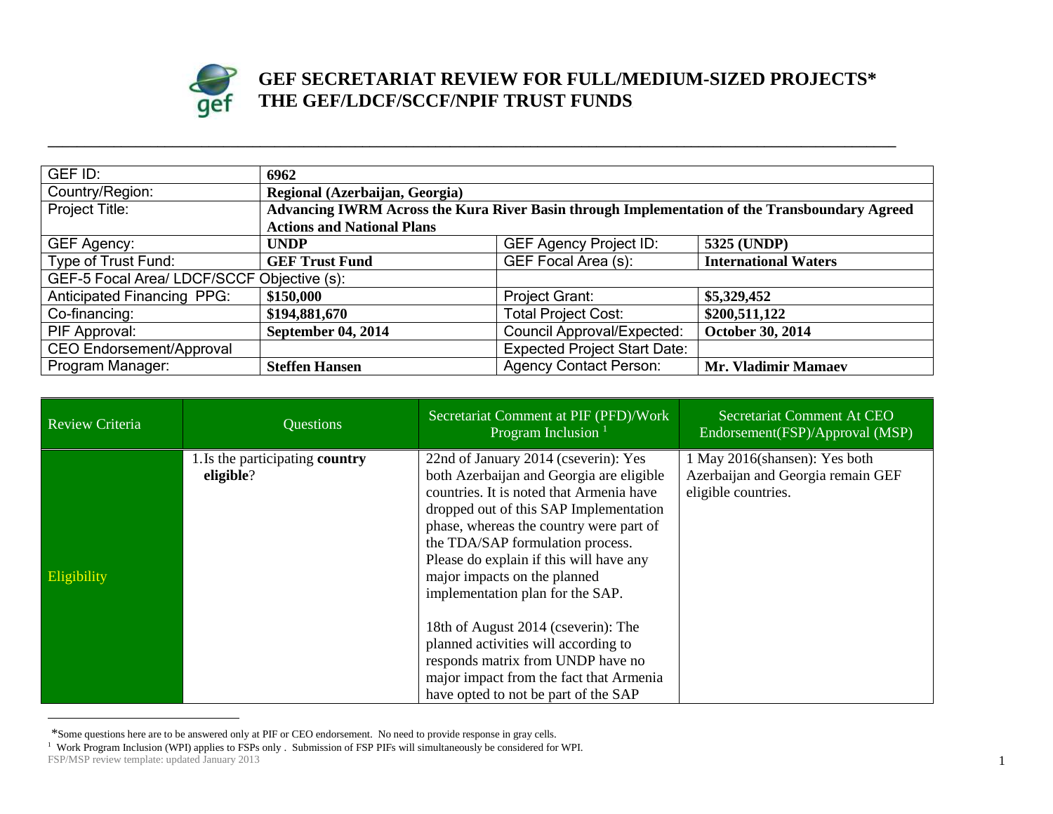# GEF SECRETARIAT REVIEW FOR FULL/MEDIUM-SIZED PROJECTS*
# THE GEF/LDCF/SCCF/NPIF TRUST FUNDS

| GEF ID: | **6962** | | |
|---|---|---|---|
| Country/Region: | **Regional (Azerbaijan, Georgia)** | | |
| Project Title: | **Advancing IWRM Across the Kura River Basin through Implementation of the Transboundary Agreed Actions and National Plans** | | |
| GEF Agency: | **UNDP** | GEF Agency Project ID: | **5325 (UNDP)** |
| Type of Trust Fund: | **GEF Trust Fund** | GEF Focal Area (s): | **International Waters** |
| GEF-5 Focal Area/ LDCF/SCCF Objective (s): | | | |
| Anticipated Financing PPG: | **$150,000** | Project Grant: | **$5,329,452** |
| Co-financing: | **$194,881,670** | Total Project Cost: | **$200,511,122** |
| PIF Approval: | **September 04, 2014** | Council Approval/Expected: | **October 30, 2014** |
| CEO Endorsement/Approval | | Expected Project Start Date: | |
| Program Manager: | **Steffen Hansen** | Agency Contact Person: | **Mr. Vladimir Mamaev** |

| Review Criteria | Questions | Secretariat Comment at PIF (PFD)/Work Program Inclusion [1] | Secretariat Comment At CEO Endorsement(FSP)/Approval (MSP) |
|---|---|---|---|
| Eligibility | 1. Is the participating **country eligible**? | 22nd of January 2014 (cseverin): Yes both Azerbaijan and Georgia are eligible countries. It is noted that Armenia have dropped out of this SAP Implementation phase, whereas the country were part of the TDA/SAP formulation process. Please do explain if this will have any major impacts on the planned implementation plan for the SAP.<br><br>18th of August 2014 (cseverin): The planned activities will according to responds matrix from UNDP have no major impact from the fact that Armenia have opted to not be part of the SAP | 1 May 2016(shansen): Yes both Azerbaijan and Georgia remain GEF eligible countries. |

*Some questions here are to be answered only at PIF or CEO endorsement. No need to provide response in gray cells.

[1] Work Program Inclusion (WPI) applies to FSPs only . Submission of FSP PIFs will simultaneously be considered for WPI.

FSP/MSP review template: updated January 2013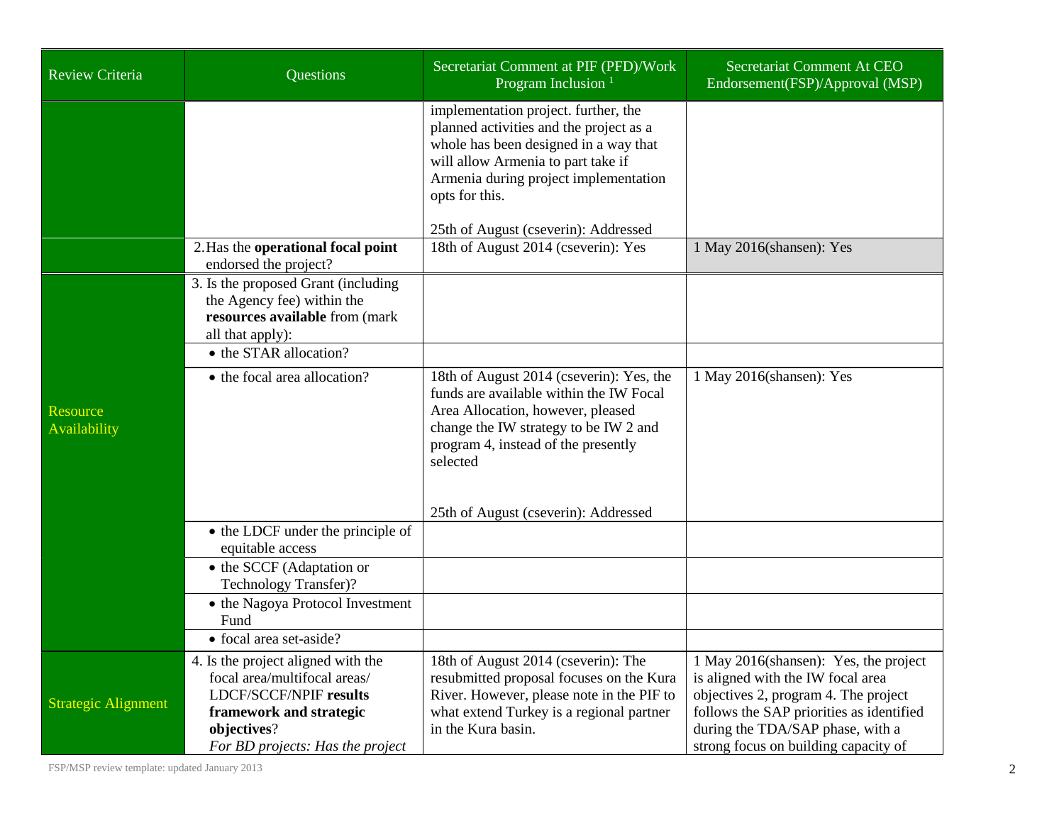| Review Criteria | Questions | Secretariat Comment at PIF (PFD)/Work Program Inclusion [1] | Secretariat Comment At CEO Endorsement(FSP)/Approval (MSP) |
| --- | --- | --- | --- |
| | | implementation project. further, the planned activities and the project as a whole has been designed in a way that will allow Armenia to part take if Armenia during project implementation opts for this.<br><br>25th of August (cseverin): Addressed | |
| | 2. Has the **operational focal point** endorsed the project? | 18th of August 2014 (cseverin): Yes | 1 May 2016(shansen): Yes |
| Resource Availability | 3. Is the proposed Grant (including the Agency fee) within the **resources available** from (mark all that apply): | | |
| | • the STAR allocation? | | |
| | • the focal area allocation? | 18th of August 2014 (cseverin): Yes, the funds are available within the IW Focal Area Allocation, however, pleased change the IW strategy to be IW 2 and program 4, instead of the presently selected<br><br>25th of August (cseverin): Addressed | 1 May 2016(shansen): Yes |
| | • the LDCF under the principle of equitable access | | |
| | • the SCCF (Adaptation or Technology Transfer)? | | |
| | • the Nagoya Protocol Investment Fund | | |
| | • focal area set-aside? | | |
| Strategic Alignment | 4. Is the project aligned with the focal area/multifocal areas/ LDCF/SCCF/NPIF **results framework and strategic objectives**?<br>*For BD projects: Has the project* | 18th of August 2014 (cseverin): The resubmitted proposal focuses on the Kura River. However, please note in the PIF to what extend Turkey is a regional partner in the Kura basin. | 1 May 2016(shansen): Yes, the project is aligned with the IW focal area objectives 2, program 4. The project follows the SAP priorities as identified during the TDA/SAP phase, with a strong focus on building capacity of |

FSP/MSP review template: updated January 2013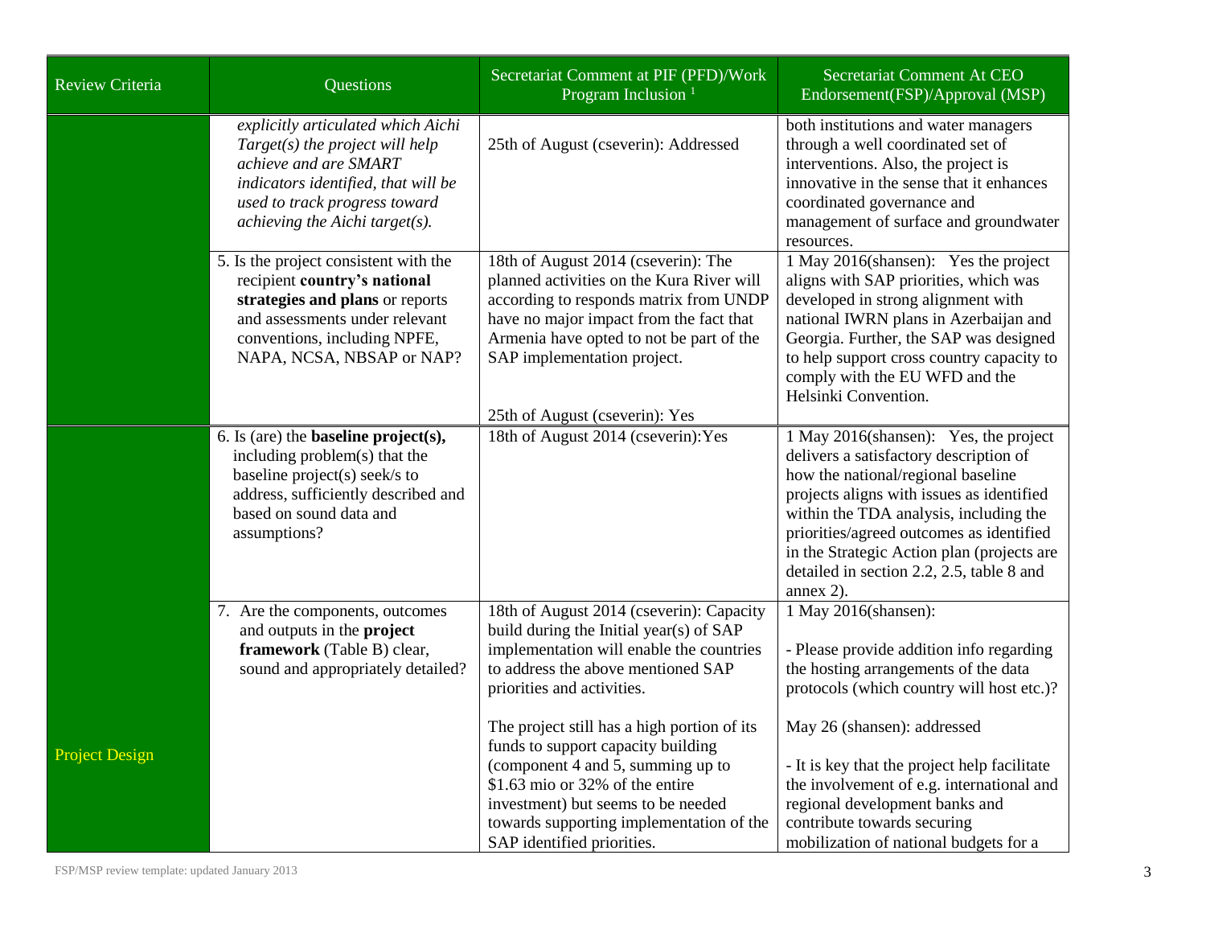| Review Criteria | Questions | Secretariat Comment at PIF (PFD)/Work Program Inclusion [1] | Secretariat Comment At CEO Endorsement(FSP)/Approval (MSP) |
|---|---|---|---|
| | *explicitly articulated which Aichi Target(s) the project will help achieve and are SMART indicators identified, that will be used to track progress toward achieving the Aichi target(s).* | 25th of August (cseverin): Addressed | both institutions and water managers through a well coordinated set of interventions. Also, the project is innovative in the sense that it enhances coordinated governance and management of surface and groundwater resources. |
| | 5. Is the project consistent with the recipient **country's national strategies and plans** or reports and assessments under relevant conventions, including NPFE, NAPA, NCSA, NBSAP or NAP? | 18th of August 2014 (cseverin): The planned activities on the Kura River will according to responds matrix from UNDP have no major impact from the fact that Armenia have opted to not be part of the SAP implementation project.<br><br>25th of August (cseverin): Yes | 1 May 2016(shansen): Yes the project aligns with SAP priorities, which was developed in strong alignment with national IWRN plans in Azerbaijan and Georgia. Further, the SAP was designed to help support cross country capacity to comply with the EU WFD and the Helsinki Convention. |
| Project Design | 6. Is (are) the **baseline project(s),** including problem(s) that the baseline project(s) seek/s to address, sufficiently described and based on sound data and assumptions? | 18th of August 2014 (cseverin):Yes | 1 May 2016(shansen): Yes, the project delivers a satisfactory description of how the national/regional baseline projects aligns with issues as identified within the TDA analysis, including the priorities/agreed outcomes as identified in the Strategic Action plan (projects are detailed in section 2.2, 2.5, table 8 and annex 2). |
| | 7. Are the components, outcomes and outputs in the **project framework** (Table B) clear, sound and appropriately detailed? | 18th of August 2014 (cseverin): Capacity build during the Initial year(s) of SAP implementation will enable the countries to address the above mentioned SAP priorities and activities.<br><br>The project still has a high portion of its funds to support capacity building (component 4 and 5, summing up to \$1.63 mio or 32% of the entire investment) but seems to be needed towards supporting implementation of the SAP identified priorities. | 1 May 2016(shansen):<br><br>- Please provide addition info regarding the hosting arrangements of the data protocols (which country will host etc.)?<br><br>May 26 (shansen): addressed<br><br>- It is key that the project help facilitate the involvement of e.g. international and regional development banks and contribute towards securing mobilization of national budgets for a |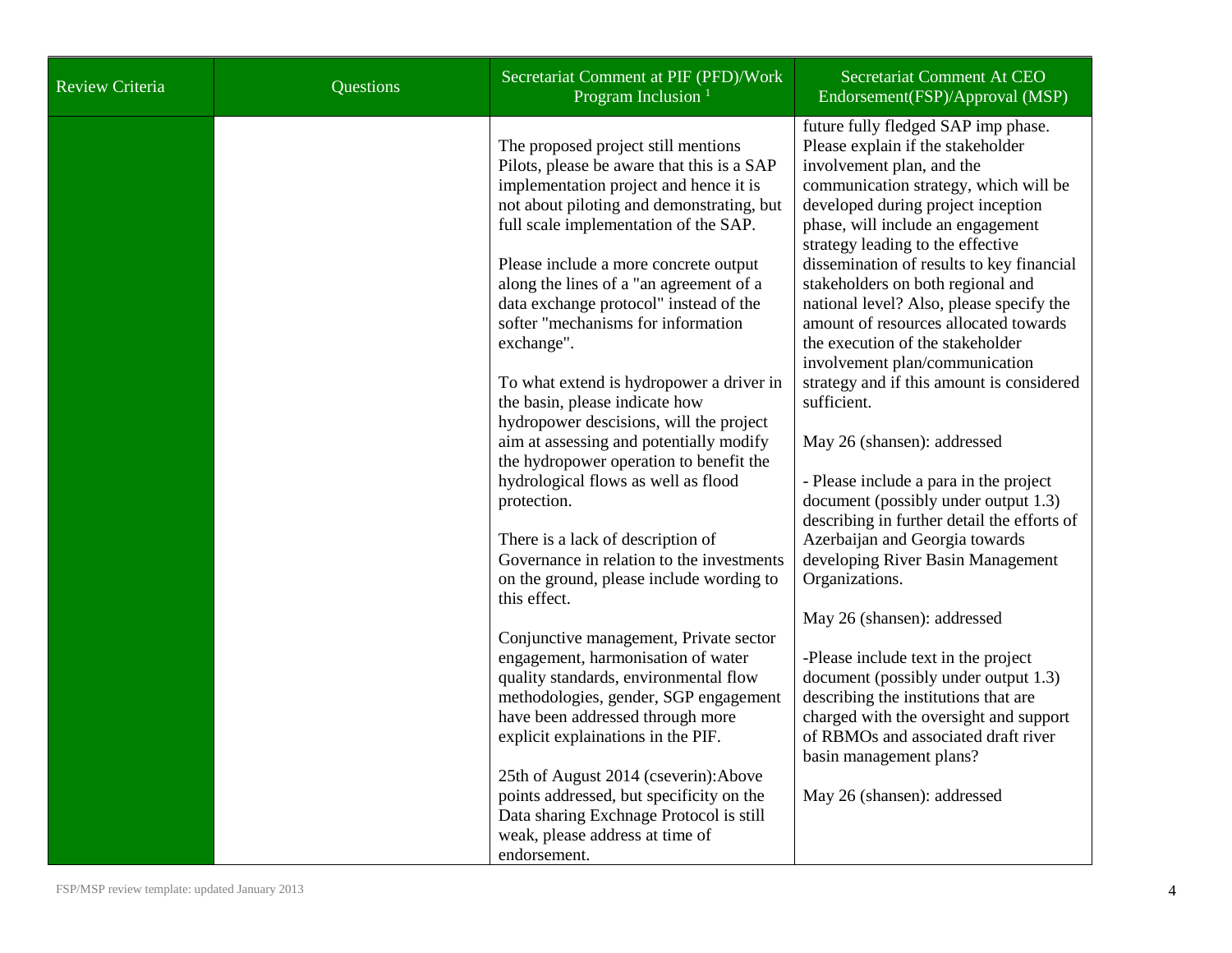| Review Criteria | Questions | Secretariat Comment at PIF (PFD)/Work Program Inclusion [1] | Secretariat Comment At CEO Endorsement(FSP)/Approval (MSP) |
|---|---|---|---|
| | | The proposed project still mentions Pilots, please be aware that this is a SAP implementation project and hence it is not about piloting and demonstrating, but full scale implementation of the SAP.<br><br>Please include a more concrete output along the lines of a "an agreement of a data exchange protocol" instead of the softer "mechanisms for information exchange".<br><br>To what extend is hydropower a driver in the basin, please indicate how hydropower descisions, will the project aim at assessing and potentially modify the hydropower operation to benefit the hydrological flows as well as flood protection.<br><br>There is a lack of description of Governance in relation to the investments on the ground, please include wording to this effect.<br><br>Conjunctive management, Private sector engagement, harmonisation of water quality standards, environmental flow methodologies, gender, SGP engagement have been addressed through more explicit explainations in the PIF.<br><br>25th of August 2014 (cseverin):Above points addressed, but specificity on the Data sharing Exchnage Protocol is still weak, please address at time of endorsement. | future fully fledged SAP imp phase. Please explain if the stakeholder involvement plan, and the communication strategy, which will be developed during project inception phase, will include an engagement strategy leading to the effective dissemination of results to key financial stakeholders on both regional and national level? Also, please specify the amount of resources allocated towards the execution of the stakeholder involvement plan/communication strategy and if this amount is considered sufficient.<br><br>May 26 (shansen): addressed<br><br>- Please include a para in the project document (possibly under output 1.3) describing in further detail the efforts of Azerbaijan and Georgia towards developing River Basin Management Organizations.<br><br>May 26 (shansen): addressed<br><br>-Please include text in the project document (possibly under output 1.3) describing the institutions that are charged with the oversight and support of RBMOs and associated draft river basin management plans?<br><br>May 26 (shansen): addressed |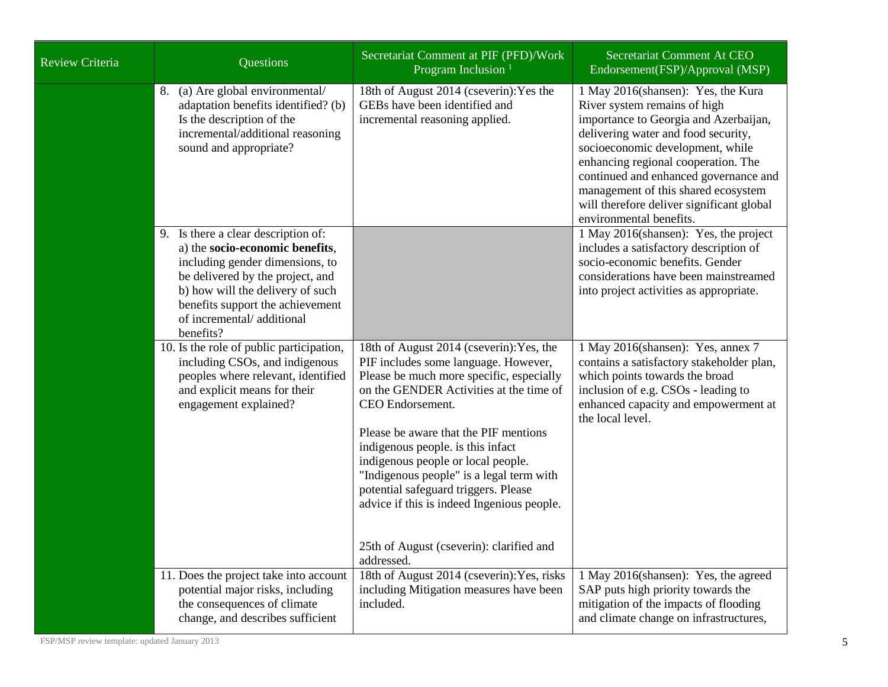| Review Criteria | Questions | Secretariat Comment at PIF (PFD)/Work Program Inclusion [1] | Secretariat Comment At CEO Endorsement(FSP)/Approval (MSP) |
|---|---|---|---|
| | 8. (a) Are global environmental/ adaptation benefits identified? (b) Is the description of the incremental/additional reasoning sound and appropriate? | 18th of August 2014 (cseverin):Yes the GEBs have been identified and incremental reasoning applied. | 1 May 2016(shansen): Yes, the Kura River system remains of high importance to Georgia and Azerbaijan, delivering water and food security, socioeconomic development, while enhancing regional cooperation. The continued and enhanced governance and management of this shared ecosystem will therefore deliver significant global environmental benefits. |
| | 9. Is there a clear description of: a) the **socio-economic benefits**, including gender dimensions, to be delivered by the project, and b) how will the delivery of such benefits support the achievement of incremental/ additional benefits? | | 1 May 2016(shansen): Yes, the project includes a satisfactory description of socio-economic benefits. Gender considerations have been mainstreamed into project activities as appropriate. |
| | 10. Is the role of public participation, including CSOs, and indigenous peoples where relevant, identified and explicit means for their engagement explained? | 18th of August 2014 (cseverin):Yes, the PIF includes some language. However, Please be much more specific, especially on the GENDER Activities at the time of CEO Endorsement.<br><br>Please be aware that the PIF mentions indigenous people. is this infact indigenous people or local people. "Indigenous people" is a legal term with potential safeguard triggers. Please advice if this is indeed Ingenious people.<br><br>25th of August (cseverin): clarified and addressed. | 1 May 2016(shansen): Yes, annex 7 contains a satisfactory stakeholder plan, which points towards the broad inclusion of e.g. CSOs - leading to enhanced capacity and empowerment at the local level. |
| | 11. Does the project take into account potential major risks, including the consequences of climate change, and describes sufficient | 18th of August 2014 (cseverin):Yes, risks including Mitigation measures have been included. | 1 May 2016(shansen): Yes, the agreed SAP puts high priority towards the mitigation of the impacts of flooding and climate change on infrastructures, |

FSP/MSP review template: updated January 2013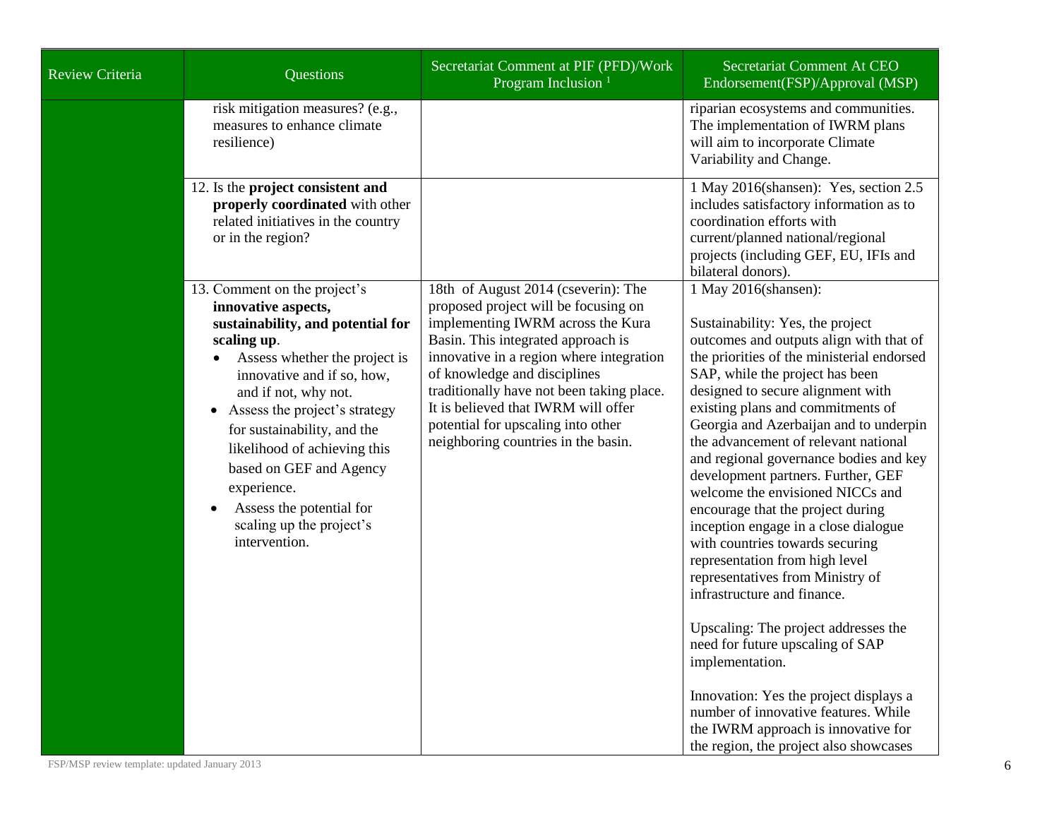| Review Criteria | Questions | Secretariat Comment at PIF (PFD)/Work Program Inclusion [1] | Secretariat Comment At CEO Endorsement(FSP)/Approval (MSP) |
|---|---|---|---|
| | risk mitigation measures? (e.g., measures to enhance climate resilience) | | riparian ecosystems and communities. The implementation of IWRM plans will aim to incorporate Climate Variability and Change. |
| | 12. Is the **project consistent and properly coordinated** with other related initiatives in the country or in the region? | | 1 May 2016(shansen): Yes, section 2.5 includes satisfactory information as to coordination efforts with current/planned national/regional projects (including GEF, EU, IFIs and bilateral donors). |
| | 13. Comment on the project's **innovative aspects, sustainability, and potential for scaling up**.<br>• Assess whether the project is innovative and if so, how, and if not, why not.<br>• Assess the project's strategy for sustainability, and the likelihood of achieving this based on GEF and Agency experience.<br>• Assess the potential for scaling up the project's intervention. | 18th of August 2014 (cseverin): The proposed project will be focusing on implementing IWRM across the Kura Basin. This integrated approach is innovative in a region where integration of knowledge and disciplines traditionally have not been taking place. It is believed that IWRM will offer potential for upscaling into other neighboring countries in the basin. | 1 May 2016(shansen):<br><br>Sustainability: Yes, the project outcomes and outputs align with that of the priorities of the ministerial endorsed SAP, while the project has been designed to secure alignment with existing plans and commitments of Georgia and Azerbaijan and to underpin the advancement of relevant national and regional governance bodies and key development partners. Further, GEF welcome the envisioned NICCs and encourage that the project during inception engage in a close dialogue with countries towards securing representation from high level representatives from Ministry of infrastructure and finance.<br><br>Upscaling: The project addresses the need for future upscaling of SAP implementation.<br><br>Innovation: Yes the project displays a number of innovative features. While the IWRM approach is innovative for the region, the project also showcases |

FSP/MSP review template: updated January 2013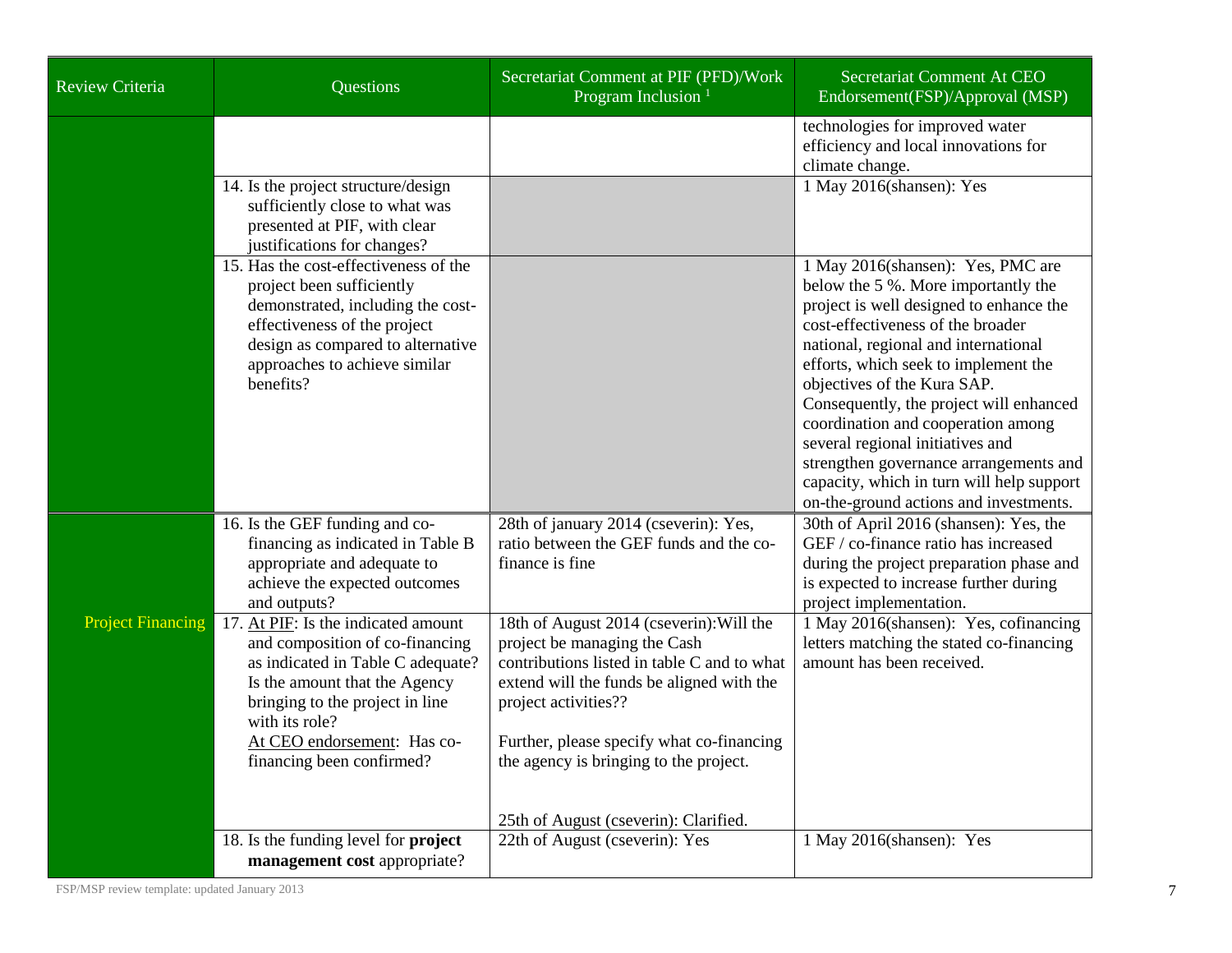| Review Criteria | Questions | Secretariat Comment at PIF (PFD)/Work Program Inclusion [1] | Secretariat Comment At CEO Endorsement(FSP)/Approval (MSP) |
|---|---|---|---|
| | | | technologies for improved water efficiency and local innovations for climate change. |
| | 14. Is the project structure/design sufficiently close to what was presented at PIF, with clear justifications for changes? | | 1 May 2016(shansen): Yes |
| | 15. Has the cost-effectiveness of the project been sufficiently demonstrated, including the cost-effectiveness of the project design as compared to alternative approaches to achieve similar benefits? | | 1 May 2016(shansen): Yes, PMC are below the 5 %. More importantly the project is well designed to enhance the cost-effectiveness of the broader national, regional and international efforts, which seek to implement the objectives of the Kura SAP. Consequently, the project will enhanced coordination and cooperation among several regional initiatives and strengthen governance arrangements and capacity, which in turn will help support on-the-ground actions and investments. |
| Project Financing | 16. Is the GEF funding and co-financing as indicated in Table B appropriate and adequate to achieve the expected outcomes and outputs? | 28th of january 2014 (cseverin): Yes, ratio between the GEF funds and the co-finance is fine | 30th of April 2016 (shansen): Yes, the GEF / co-finance ratio has increased during the project preparation phase and is expected to increase further during project implementation. |
| | 17. At PIF: Is the indicated amount and composition of co-financing as indicated in Table C adequate? Is the amount that the Agency bringing to the project in line with its role?<br>At CEO endorsement: Has co-financing been confirmed? | 18th of August 2014 (cseverin):Will the project be managing the Cash contributions listed in table C and to what extend will the funds be aligned with the project activities??<br><br>Further, please specify what co-financing the agency is bringing to the project.<br><br>25th of August (cseverin): Clarified. | 1 May 2016(shansen): Yes, cofinancing letters matching the stated co-financing amount has been received. |
| | 18. Is the funding level for **project management cost** appropriate? | 22th of August (cseverin): Yes | 1 May 2016(shansen): Yes |

FSP/MSP review template: updated January 2013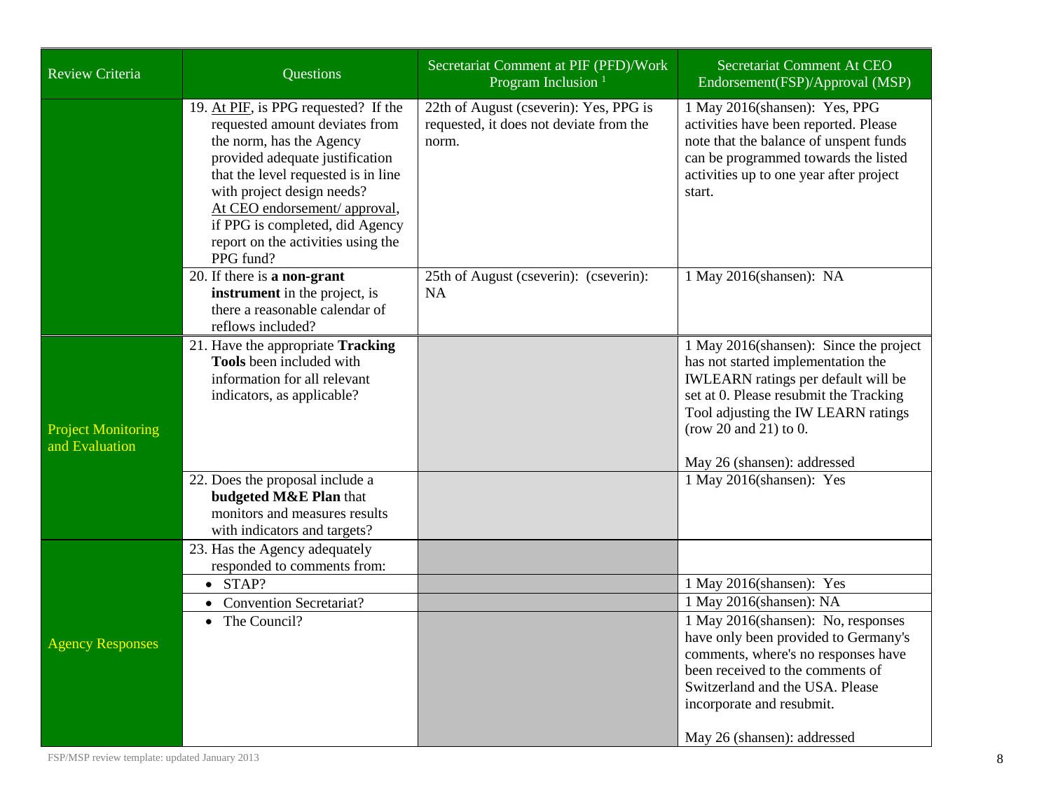| Review Criteria | Questions | Secretariat Comment at PIF (PFD)/Work Program Inclusion [1] | Secretariat Comment At CEO Endorsement(FSP)/Approval (MSP) |
|---|---|---|---|
| | 19. At PIF, is PPG requested? If the requested amount deviates from the norm, has the Agency provided adequate justification that the level requested is in line with project design needs? At CEO endorsement/ approval, if PPG is completed, did Agency report on the activities using the PPG fund? | 22th of August (cseverin): Yes, PPG is requested, it does not deviate from the norm. | 1 May 2016(shansen): Yes, PPG activities have been reported. Please note that the balance of unspent funds can be programmed towards the listed activities up to one year after project start. |
| | 20. If there is **a non-grant instrument** in the project, is there a reasonable calendar of reflows included? | 25th of August (cseverin): (cseverin): NA | 1 May 2016(shansen): NA |
| Project Monitoring and Evaluation | 21. Have the appropriate **Tracking Tools** been included with information for all relevant indicators, as applicable? | | 1 May 2016(shansen): Since the project has not started implementation the IWLEARN ratings per default will be set at 0. Please resubmit the Tracking Tool adjusting the IW LEARN ratings (row 20 and 21) to 0.<br><br>May 26 (shansen): addressed |
| | 22. Does the proposal include a **budgeted M&E Plan** that monitors and measures results with indicators and targets? | | 1 May 2016(shansen): Yes |
| Agency Responses | 23. Has the Agency adequately responded to comments from: | | |
| | • STAP? | | 1 May 2016(shansen): Yes |
| | • Convention Secretariat? | | 1 May 2016(shansen): NA |
| | • The Council? | | 1 May 2016(shansen): No, responses have only been provided to Germany's comments, where's no responses have been received to the comments of Switzerland and the USA. Please incorporate and resubmit.<br><br>May 26 (shansen): addressed |

FSP/MSP review template: updated January 2013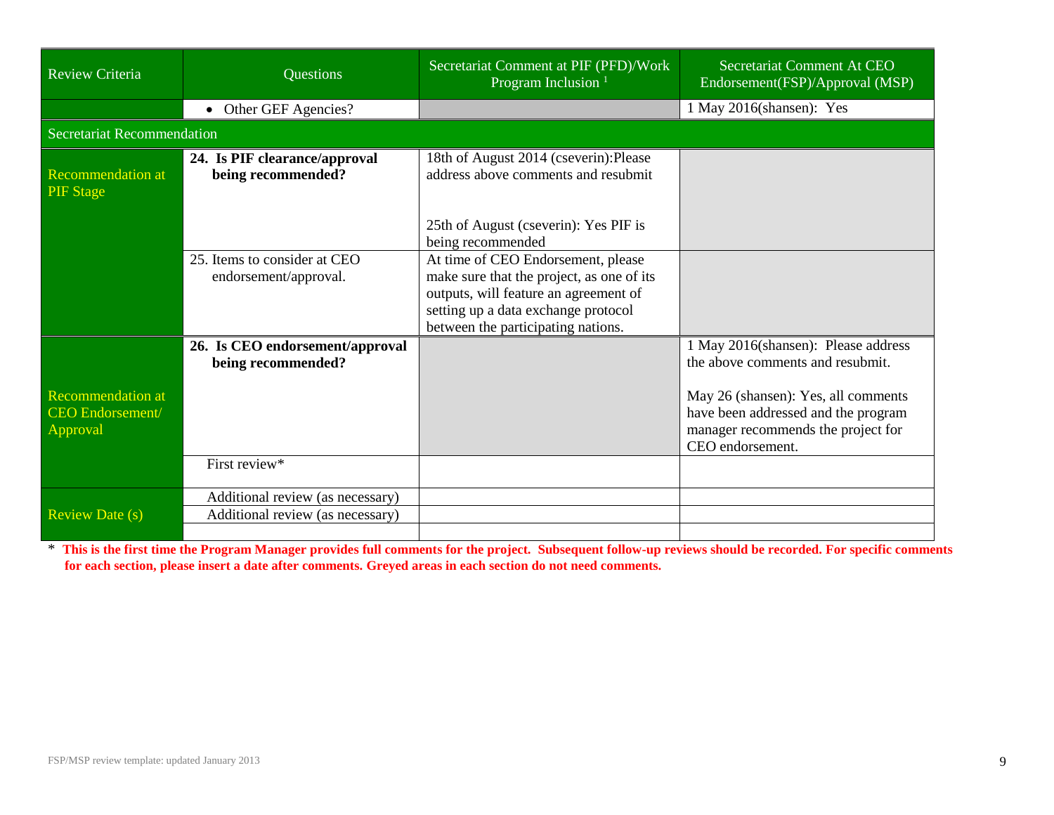| Review Criteria | Questions | Secretariat Comment at PIF (PFD)/Work Program Inclusion [1] | Secretariat Comment At CEO Endorsement(FSP)/Approval (MSP) |
|---|---|---|---|
| | • Other GEF Agencies? | | 1 May 2016(shansen): Yes |
| Secretariat Recommendation | | | |
| Recommendation at PIF Stage | **24. Is PIF clearance/approval being recommended?** | 18th of August 2014 (cseverin):Please address above comments and resubmit<br><br>25th of August (cseverin): Yes PIF is being recommended | |
| | 25. Items to consider at CEO endorsement/approval. | At time of CEO Endorsement, please make sure that the project, as one of its outputs, will feature an agreement of setting up a data exchange protocol between the participating nations. | |
| Recommendation at CEO Endorsement/ Approval | **26. Is CEO endorsement/approval being recommended?** | | 1 May 2016(shansen): Please address the above comments and resubmit.<br><br>May 26 (shansen): Yes, all comments have been addressed and the program manager recommends the project for CEO endorsement. |
| Review Date (s) | First review* | | |
| | Additional review (as necessary) | | |
| | Additional review (as necessary) | | |
| | | | |

\* **This is the first time the Program Manager provides full comments for the project. Subsequent follow-up reviews should be recorded. For specific comments for each section, please insert a date after comments. Greyed areas in each section do not need comments.**

FSP/MSP review template: updated January 2013